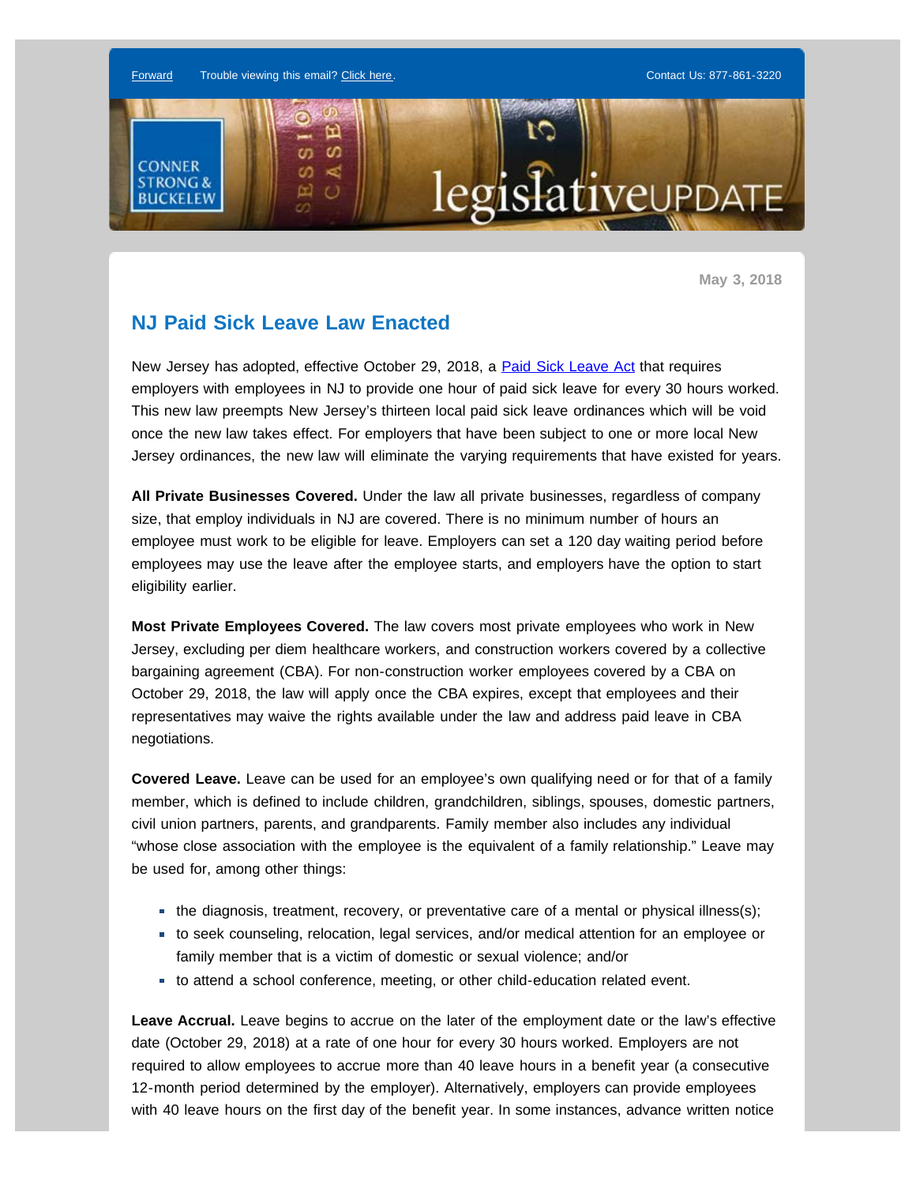Forward    Trouble viewing this email? Click here.    Contact Us: 877-861-3220

CONNER STRONG & BUCKELEW

legislativeUPDATE

May 3, 2018

## NJ Paid Sick Leave Law Enacted

New Jersey has adopted, effective October 29, 2018, a Paid Sick Leave Act that requires employers with employees in NJ to provide one hour of paid sick leave for every 30 hours worked. This new law preempts New Jersey's thirteen local paid sick leave ordinances which will be void once the new law takes effect. For employers that have been subject to one or more local New Jersey ordinances, the new law will eliminate the varying requirements that have existed for years.

**All Private Businesses Covered.** Under the law all private businesses, regardless of company size, that employ individuals in NJ are covered. There is no minimum number of hours an employee must work to be eligible for leave. Employers can set a 120 day waiting period before employees may use the leave after the employee starts, and employers have the option to start eligibility earlier.

**Most Private Employees Covered.** The law covers most private employees who work in New Jersey, excluding per diem healthcare workers, and construction workers covered by a collective bargaining agreement (CBA). For non-construction worker employees covered by a CBA on October 29, 2018, the law will apply once the CBA expires, except that employees and their representatives may waive the rights available under the law and address paid leave in CBA negotiations.

**Covered Leave.** Leave can be used for an employee's own qualifying need or for that of a family member, which is defined to include children, grandchildren, siblings, spouses, domestic partners, civil union partners, parents, and grandparents. Family member also includes any individual "whose close association with the employee is the equivalent of a family relationship." Leave may be used for, among other things:

- the diagnosis, treatment, recovery, or preventative care of a mental or physical illness(s);
- to seek counseling, relocation, legal services, and/or medical attention for an employee or family member that is a victim of domestic or sexual violence; and/or
- to attend a school conference, meeting, or other child-education related event.

**Leave Accrual.** Leave begins to accrue on the later of the employment date or the law's effective date (October 29, 2018) at a rate of one hour for every 30 hours worked. Employers are not required to allow employees to accrue more than 40 leave hours in a benefit year (a consecutive 12-month period determined by the employer). Alternatively, employers can provide employees with 40 leave hours on the first day of the benefit year. In some instances, advance written notice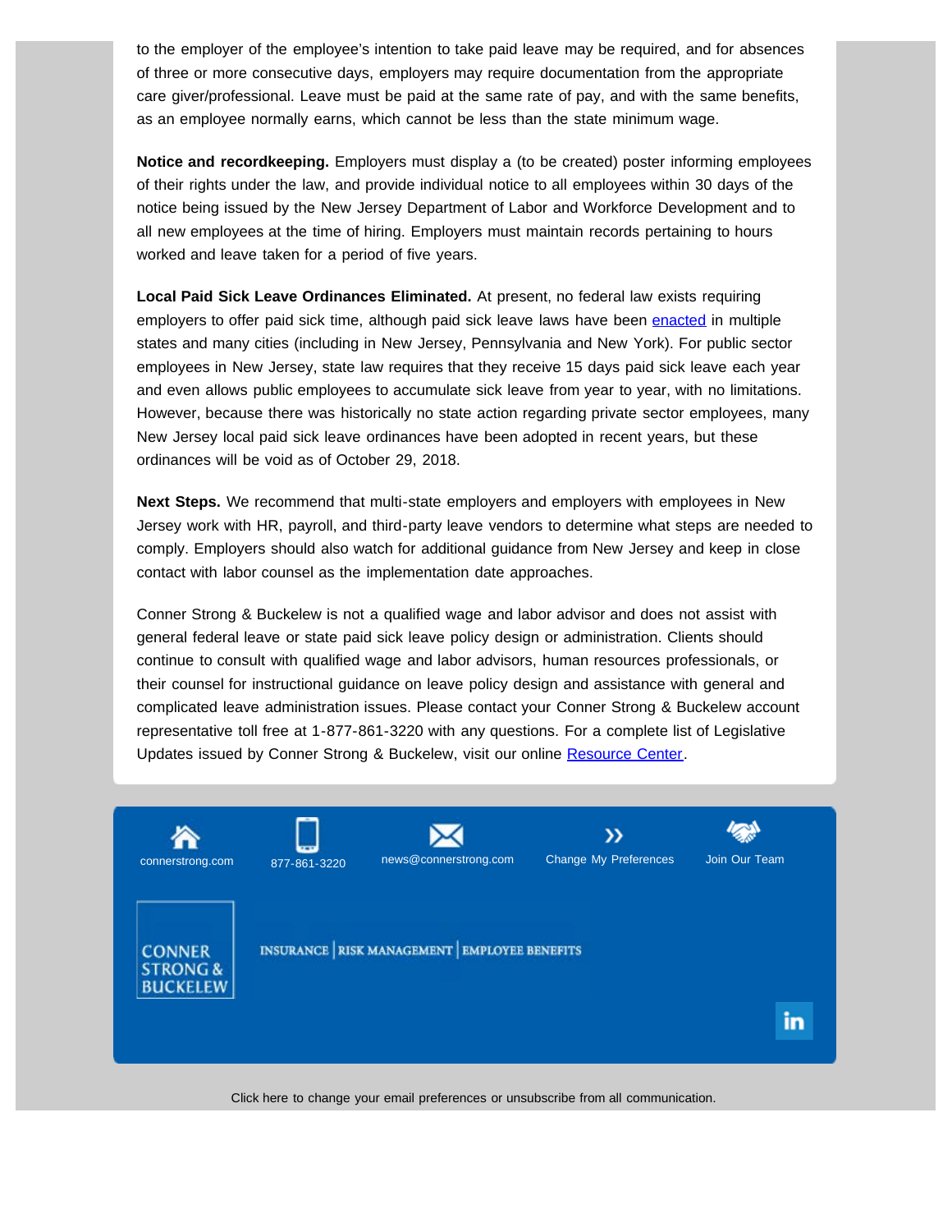to the employer of the employee's intention to take paid leave may be required, and for absences of three or more consecutive days, employers may require documentation from the appropriate care giver/professional. Leave must be paid at the same rate of pay, and with the same benefits, as an employee normally earns, which cannot be less than the state minimum wage.

**Notice and recordkeeping.** Employers must display a (to be created) poster informing employees of their rights under the law, and provide individual notice to all employees within 30 days of the notice being issued by the New Jersey Department of Labor and Workforce Development and to all new employees at the time of hiring. Employers must maintain records pertaining to hours worked and leave taken for a period of five years.

**Local Paid Sick Leave Ordinances Eliminated.** At present, no federal law exists requiring employers to offer paid sick time, although paid sick leave laws have been enacted in multiple states and many cities (including in New Jersey, Pennsylvania and New York). For public sector employees in New Jersey, state law requires that they receive 15 days paid sick leave each year and even allows public employees to accumulate sick leave from year to year, with no limitations. However, because there was historically no state action regarding private sector employees, many New Jersey local paid sick leave ordinances have been adopted in recent years, but these ordinances will be void as of October 29, 2018.

**Next Steps.** We recommend that multi-state employers and employers with employees in New Jersey work with HR, payroll, and third-party leave vendors to determine what steps are needed to comply. Employers should also watch for additional guidance from New Jersey and keep in close contact with labor counsel as the implementation date approaches.

Conner Strong & Buckelew is not a qualified wage and labor advisor and does not assist with general federal leave or state paid sick leave policy design or administration. Clients should continue to consult with qualified wage and labor advisors, human resources professionals, or their counsel for instructional guidance on leave policy design and assistance with general and complicated leave administration issues. Please contact your Conner Strong & Buckelew account representative toll free at 1-877-861-3220 with any questions. For a complete list of Legislative Updates issued by Conner Strong & Buckelew, visit our online Resource Center.

connerstrong.com | 877-861-3220 | news@connerstrong.com | Change My Preferences | Join Our Team

CONNER STRONG & BUCKELEW

INSURANCE | RISK MANAGEMENT | EMPLOYEE BENEFITS

Click here to change your email preferences or unsubscribe from all communication.